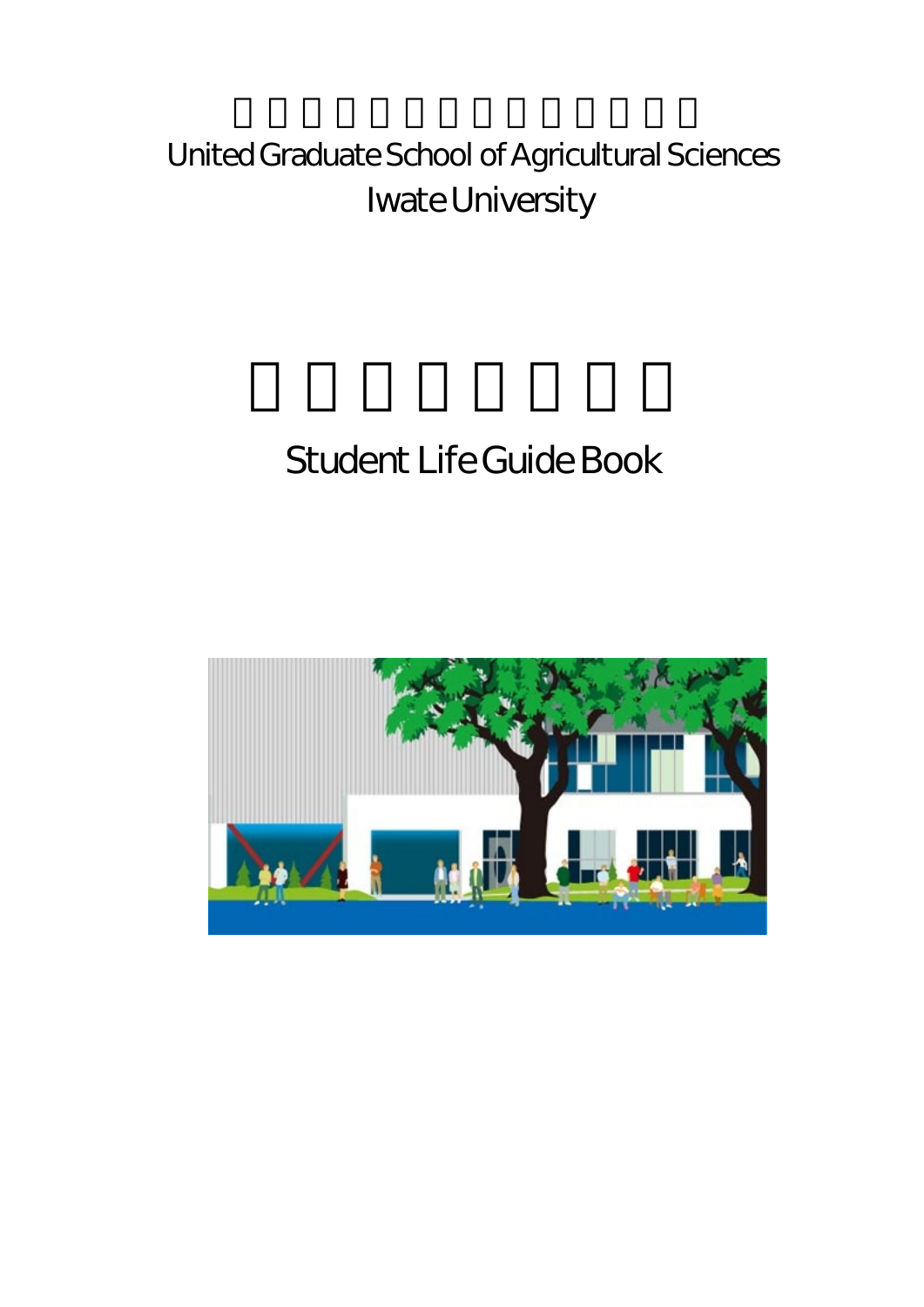# United Graduate School of Agricultural Sciences
# Iwate University

## Student Life Guide Book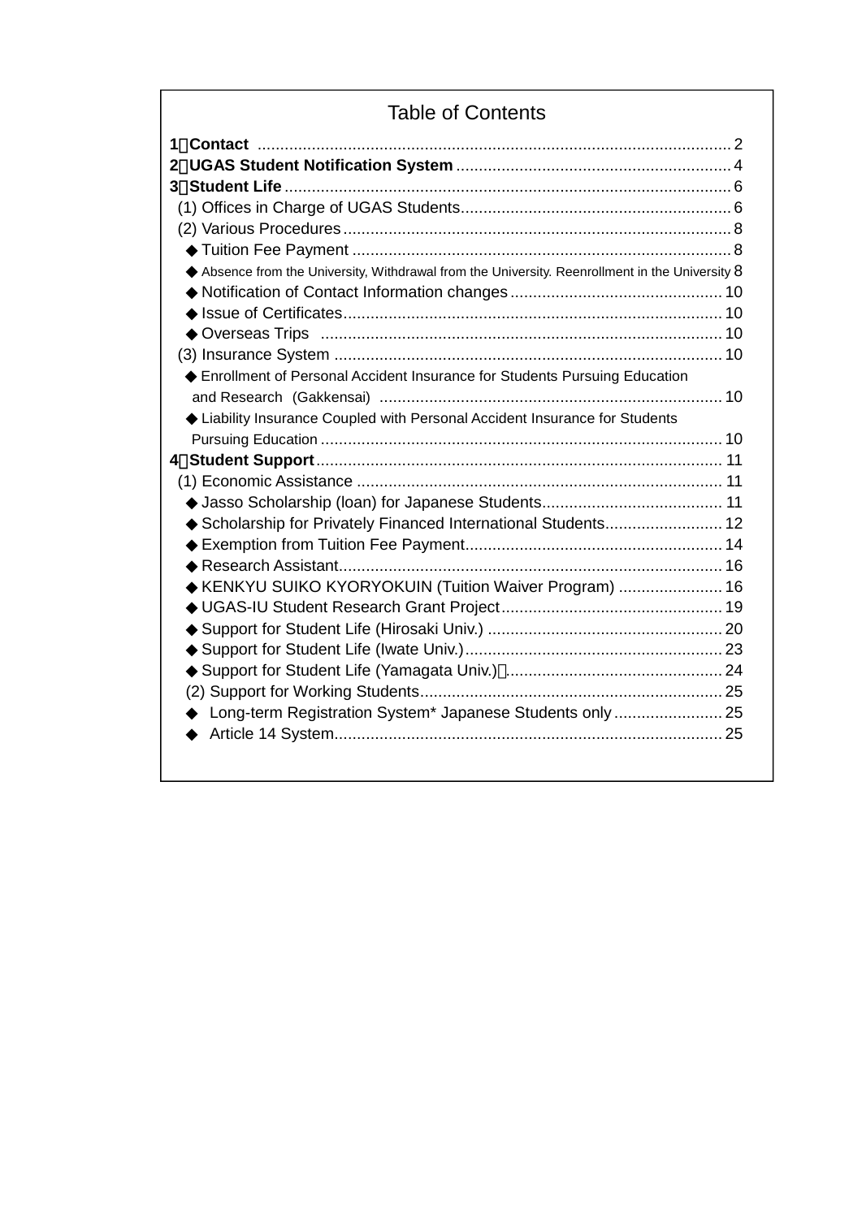# Table of Contents

**1．Contact** ........ 2

**2．UGAS Student Notification System** ........ 4

**3．Student Life** ........ 6

(1) Offices in Charge of UGAS Students ........ 6

(2) Various Procedures ........ 8

◆ Tuition Fee Payment ........ 8

◆ Absence from the University, Withdrawal from the University. Reenrollment in the University 8

◆ Notification of Contact Information changes ........ 10

◆ Issue of Certificates ........ 10

◆ Overseas Trips ........ 10

(3) Insurance System ........ 10

◆ Enrollment of Personal Accident Insurance for Students Pursuing Education and Research (Gakkensai) ........ 10

◆ Liability Insurance Coupled with Personal Accident Insurance for Students Pursuing Education ........ 10

**4．Student Support** ........ 11

(1) Economic Assistance ........ 11

◆ Jasso Scholarship (loan) for Japanese Students ........ 11

◆ Scholarship for Privately Financed International Students ........ 12

◆ Exemption from Tuition Fee Payment ........ 14

◆ Research Assistant ........ 16

◆ KENKYU SUIKO KYORYOKUIN (Tuition Waiver Program) ........ 16

◆ UGAS-IU Student Research Grant Project ........ 19

◆ Support for Student Life (Hirosaki Univ.) ........ 20

◆ Support for Student Life (Iwate Univ.) ........ 23

◆ Support for Student Life (Yamagata Univ.)． ........ 24

(2) Support for Working Students ........ 25

◆ Long-term Registration System* Japanese Students only ........ 25

◆ Article 14 System ........ 25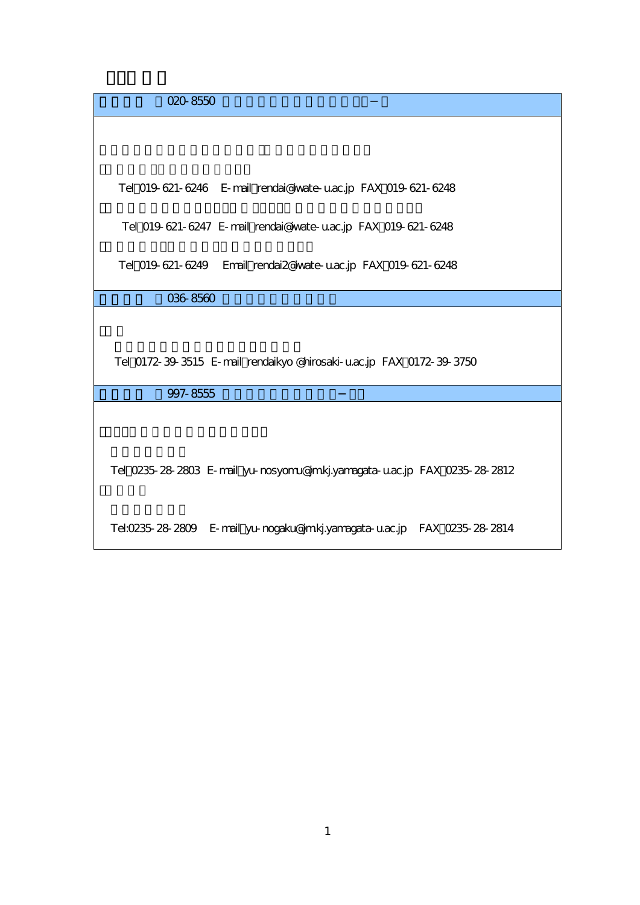020-8550

Tel 019-621-6246 E-mail rendai@iwate-u.ac.jp FAX 019-621-6248

Tel 019-621-6247 E-mail rendai@iwate-u.ac.jp FAX 019-621-6248

Tel 019-621-6249 Email rendai2@iwate-u.ac.jp FAX 019-621-6248

036-8560

Tel 0172-39-3515 E-mail rendaikyo@hirosaki-u.ac.jp FAX 0172-39-3750

997-8555

Tel 0235-28-2803 E-mail yu-nosyomu@jm.kj.yamagata-u.ac.jp FAX 0235-28-2812

Tel:0235-28-2809 E-mail yu-nogaku@jm.kj.yamagata-u.ac.jp FAX 0235-28-2814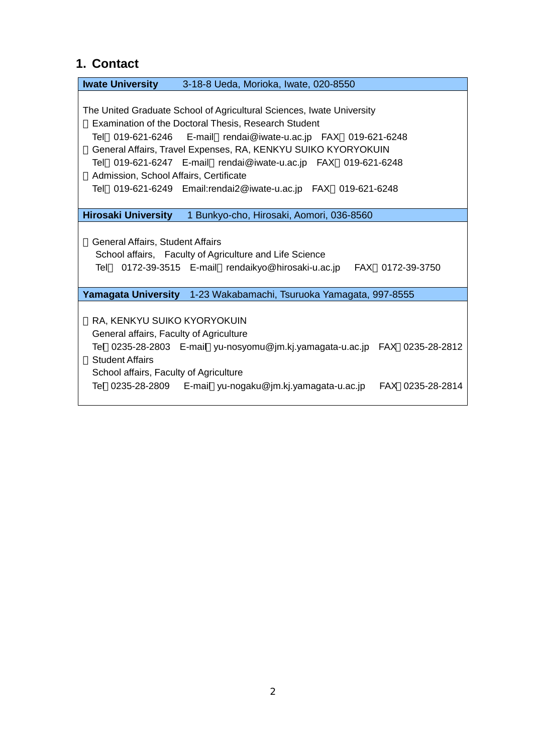## 1. Contact

**Iwate University**　3-18-8 Ueda, Morioka, Iwate, 020-8550

The United Graduate School of Agricultural Sciences, Iwate University

・Examination of the Doctoral Thesis, Research Student
  Tel：019-621-6246　E-mail：rendai@iwate-u.ac.jp　FAX：019-621-6248

・General Affairs, Travel Expenses, RA, KENKYU SUIKO KYORYOKUIN
  Tel：019-621-6247　E-mail：rendai@iwate-u.ac.jp　FAX：019-621-6248

・Admission, School Affairs, Certificate
  Tel：019-621-6249　Email:rendai2@iwate-u.ac.jp　FAX：019-621-6248

**Hirosaki University**　1 Bunkyo-cho, Hirosaki, Aomori, 036-8560

・General Affairs, Student Affairs
  School affairs,　Faculty of Agriculture and Life Science
  Tel：0172-39-3515　E-mail：rendaikyo@hirosaki-u.ac.jp　FAX：0172-39-3750

**Yamagata University**　1-23 Wakabamachi, Tsuruoka Yamagata, 997-8555

・RA, KENKYU SUIKO KYORYOKUIN
  General affairs, Faculty of Agriculture
  Tel：0235-28-2803　E-mail：yu-nosyomu@jm.kj.yamagata-u.ac.jp　FAX：0235-28-2812

・Student Affairs
  School affairs, Faculty of Agriculture
  Tel：0235-28-2809　E-mail：yu-nogaku@jm.kj.yamagata-u.ac.jp　FAX：0235-28-2814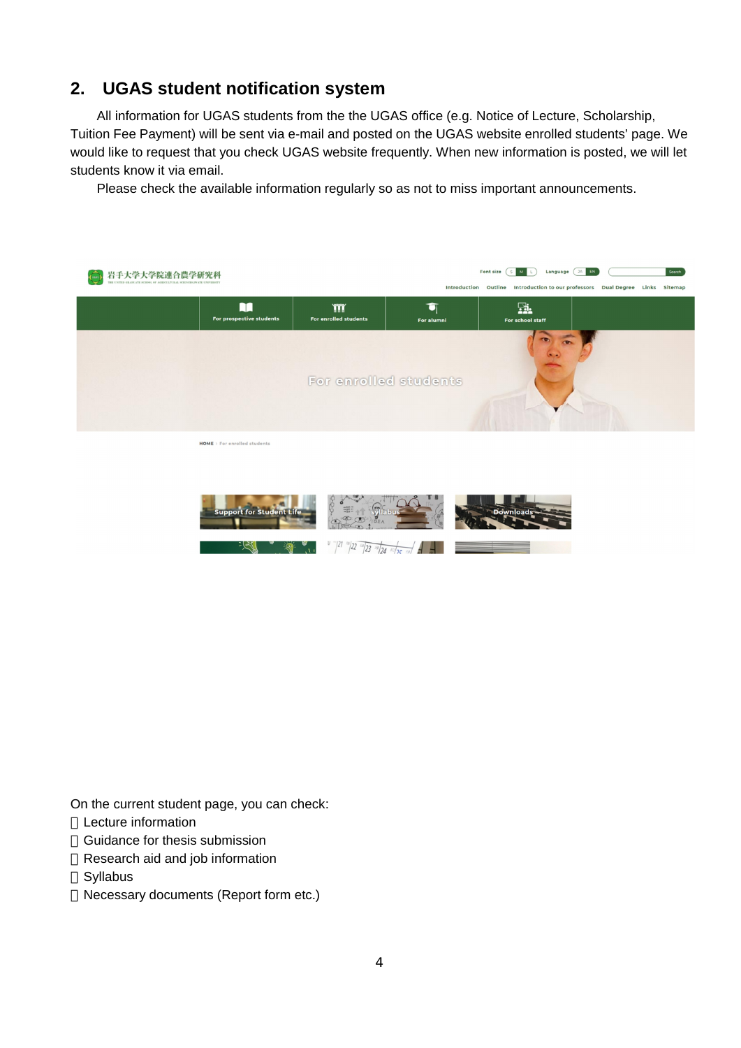## 2. UGAS student notification system

All information for UGAS students from the the UGAS office (e.g. Notice of Lecture, Scholarship, Tuition Fee Payment) will be sent via e-mail and posted on the UGAS website enrolled students' page. We would like to request that you check UGAS website frequently. When new information is posted, we will let students know it via email.

Please check the available information regularly so as not to miss important announcements.

On the current student page, you can check:

- Lecture information
- Guidance for thesis submission
- Research aid and job information
- Syllabus
- Necessary documents (Report form etc.)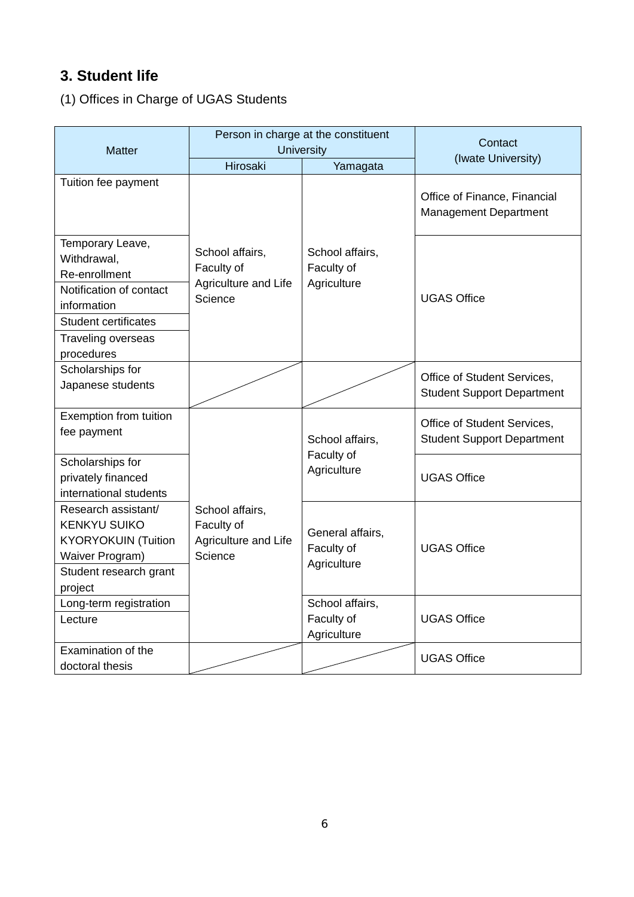## 3. Student life

(1) Offices in Charge of UGAS Students

| Matter | Person in charge at the constituent University | | Contact (Iwate University) |
|---|---|---|---|
| | Hirosaki | Yamagata | |
| Tuition fee payment | School affairs, Faculty of Agriculture and Life Science | School affairs, Faculty of Agriculture | Office of Finance, Financial Management Department |
| Temporary Leave, Withdrawal, Re-enrollment | School affairs, Faculty of Agriculture and Life Science | School affairs, Faculty of Agriculture | UGAS Office |
| Notification of contact information | School affairs, Faculty of Agriculture and Life Science | School affairs, Faculty of Agriculture | UGAS Office |
| Student certificates | School affairs, Faculty of Agriculture and Life Science | School affairs, Faculty of Agriculture | UGAS Office |
| Traveling overseas procedures | School affairs, Faculty of Agriculture and Life Science | School affairs, Faculty of Agriculture | UGAS Office |
| Scholarships for Japanese students | | | Office of Student Services, Student Support Department |
| Exemption from tuition fee payment | School affairs, Faculty of Agriculture and Life Science | School affairs, Faculty of Agriculture | Office of Student Services, Student Support Department |
| Scholarships for privately financed international students | School affairs, Faculty of Agriculture and Life Science | School affairs, Faculty of Agriculture | UGAS Office |
| Research assistant/ KENKYU SUIKO KYORYOKUIN (Tuition Waiver Program) | School affairs, Faculty of Agriculture and Life Science | General affairs, Faculty of Agriculture | UGAS Office |
| Student research grant project | School affairs, Faculty of Agriculture and Life Science | General affairs, Faculty of Agriculture | UGAS Office |
| Long-term registration | School affairs, Faculty of Agriculture and Life Science | School affairs, Faculty of Agriculture | UGAS Office |
| Lecture | School affairs, Faculty of Agriculture and Life Science | School affairs, Faculty of Agriculture | UGAS Office |
| Examination of the doctoral thesis | | | UGAS Office |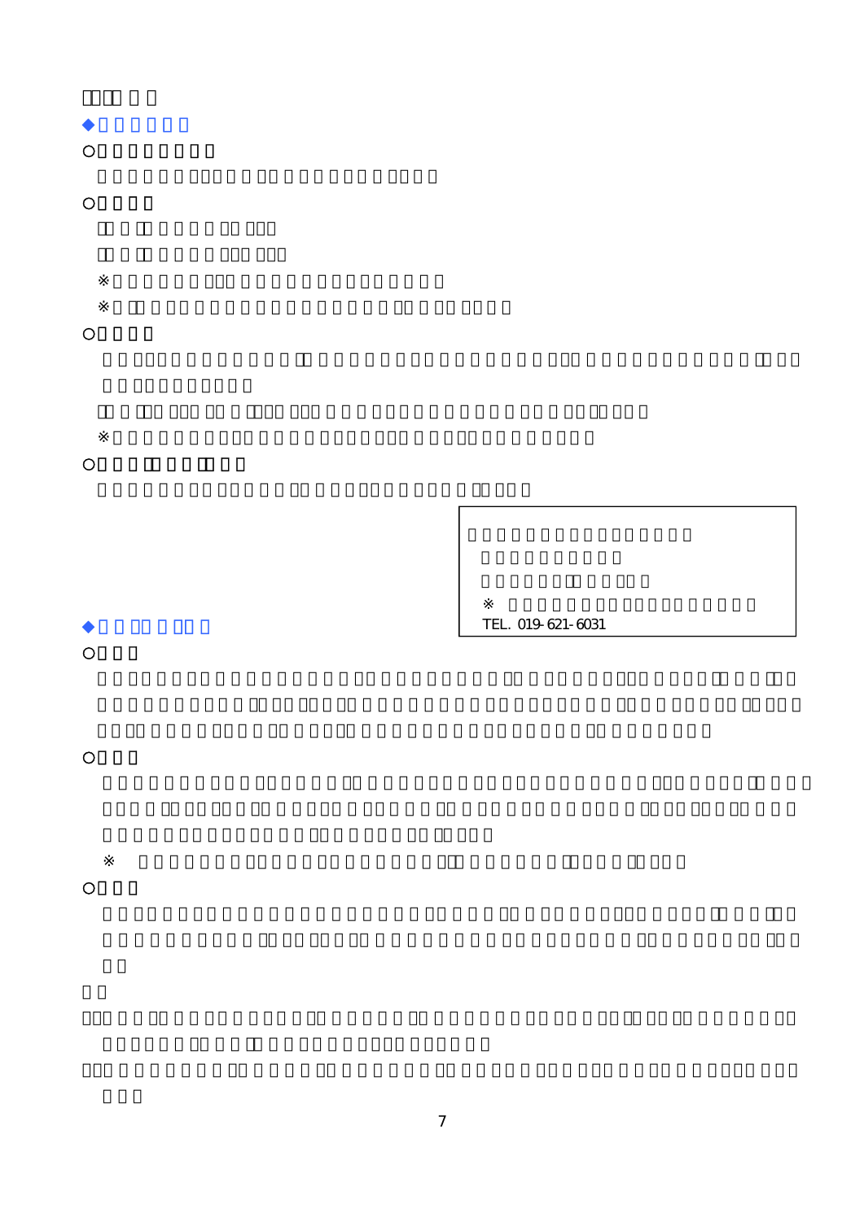TEL. 019-621-6031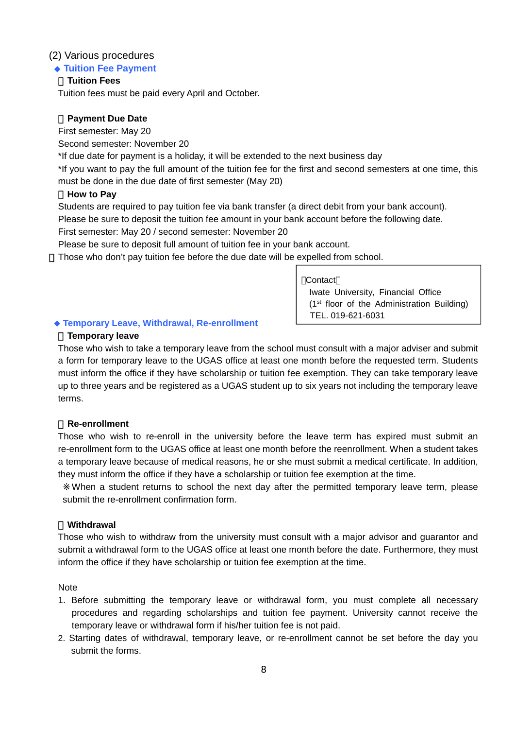(2) Various procedures

## ◆ Tuition Fee Payment

**Tuition Fees**

Tuition fees must be paid every April and October.

**Payment Due Date**

First semester: May 20

Second semester: November 20

*If due date for payment is a holiday, it will be extended to the next business day

*If you want to pay the full amount of the tuition fee for the first and second semesters at one time, this must be done in the due date of first semester (May 20)

**How to Pay**

Students are required to pay tuition fee via bank transfer (a direct debit from your bank account).

Please be sure to deposit the tuition fee amount in your bank account before the following date.

First semester: May 20 / second semester: November 20

Please be sure to deposit full amount of tuition fee in your bank account.

Those who don't pay tuition fee before the due date will be expelled from school.

> Contact
> Iwate University, Financial Office
> (1st floor of the Administration Building)
> TEL. 019-621-6031

## ◆ Temporary Leave, Withdrawal, Re-enrollment

**Temporary leave**

Those who wish to take a temporary leave from the school must consult with a major adviser and submit a form for temporary leave to the UGAS office at least one month before the requested term. Students must inform the office if they have scholarship or tuition fee exemption. They can take temporary leave up to three years and be registered as a UGAS student up to six years not including the temporary leave terms.

**Re-enrollment**

Those who wish to re-enroll in the university before the leave term has expired must submit an re-enrollment form to the UGAS office at least one month before the reenrollment. When a student takes a temporary leave because of medical reasons, he or she must submit a medical certificate. In addition, they must inform the office if they have a scholarship or tuition fee exemption at the time.

※When a student returns to school the next day after the permitted temporary leave term, please submit the re-enrollment confirmation form.

**Withdrawal**

Those who wish to withdraw from the university must consult with a major advisor and guarantor and submit a withdrawal form to the UGAS office at least one month before the date. Furthermore, they must inform the office if they have scholarship or tuition fee exemption at the time.

Note

1. Before submitting the temporary leave or withdrawal form, you must complete all necessary procedures and regarding scholarships and tuition fee payment. University cannot receive the temporary leave or withdrawal form if his/her tuition fee is not paid.
2. Starting dates of withdrawal, temporary leave, or re-enrollment cannot be set before the day you submit the forms.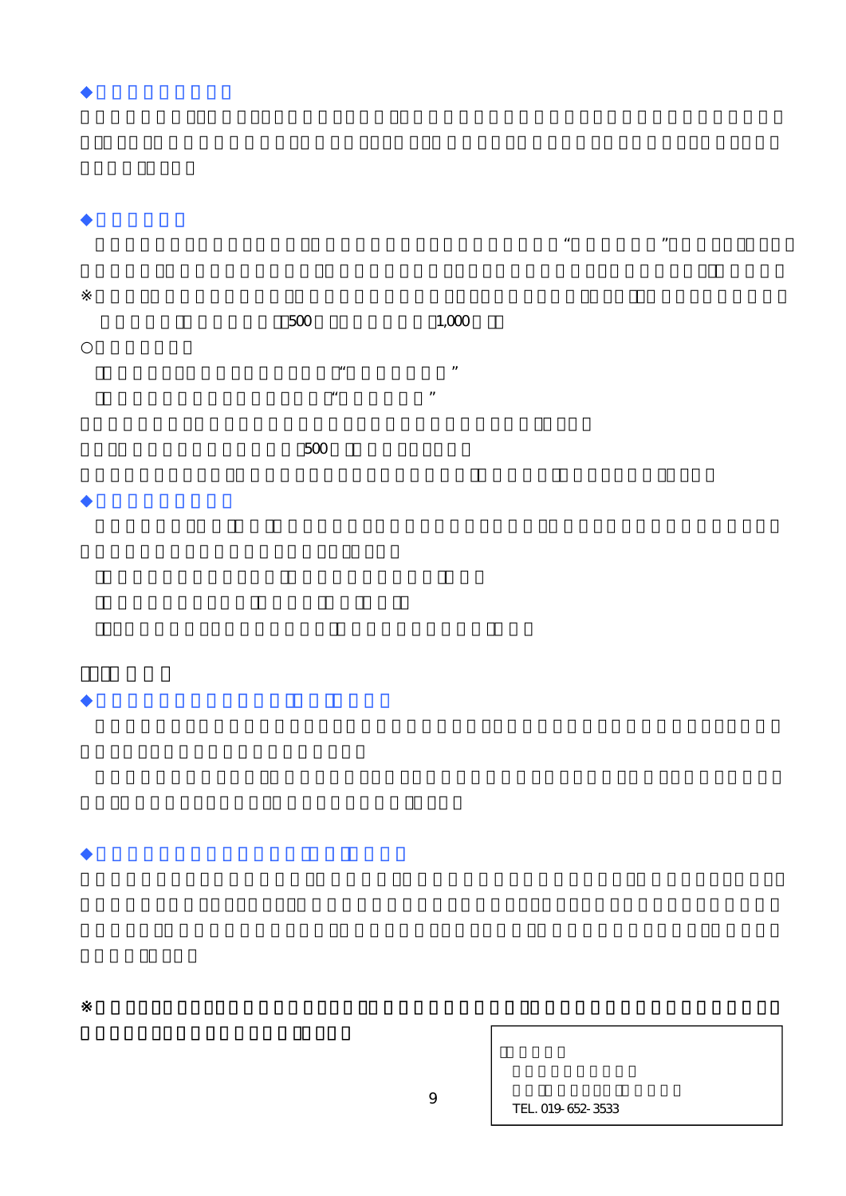◆

◆

“ ”

※ 500 1,000

○

“ ”

“ ”

500

◆

◆

◆

※

TEL. 019-652-3533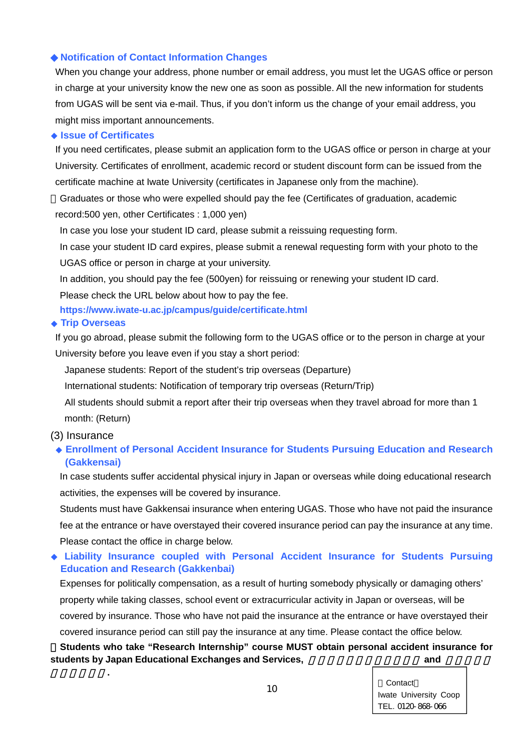◆ **Notification of Contact Information Changes**

When you change your address, phone number or email address, you must let the UGAS office or person in charge at your university know the new one as soon as possible. All the new information for students from UGAS will be sent via e-mail. Thus, if you don't inform us the change of your email address, you might miss important announcements.

◆ **Issue of Certificates**

If you need certificates, please submit an application form to the UGAS office or person in charge at your University. Certificates of enrollment, academic record or student discount form can be issued from the certificate machine at Iwate University (certificates in Japanese only from the machine).

Graduates or those who were expelled should pay the fee (Certificates of graduation, academic record:500 yen, other Certificates : 1,000 yen)

In case you lose your student ID card, please submit a reissuing requesting form.

In case your student ID card expires, please submit a renewal requesting form with your photo to the UGAS office or person in charge at your university.

In addition, you should pay the fee (500yen) for reissuing or renewing your student ID card.

Please check the URL below about how to pay the fee.

**https://www.iwate-u.ac.jp/campus/guide/certificate.html**

◆ **Trip Overseas**

If you go abroad, please submit the following form to the UGAS office or to the person in charge at your University before you leave even if you stay a short period:

Japanese students: Report of the student's trip overseas (Departure)

International students: Notification of temporary trip overseas (Return/Trip)

All students should submit a report after their trip overseas when they travel abroad for more than 1 month: (Return)

(3) Insurance

◆ **Enrollment of Personal Accident Insurance for Students Pursuing Education and Research (Gakkensai)**

In case students suffer accidental physical injury in Japan or overseas while doing educational research activities, the expenses will be covered by insurance.

Students must have Gakkensai insurance when entering UGAS. Those who have not paid the insurance fee at the entrance or have overstayed their covered insurance period can pay the insurance at any time. Please contact the office in charge below.

◆ **Liability Insurance coupled with Personal Accident Insurance for Students Pursuing Education and Research (Gakkenbai)**

Expenses for politically compensation, as a result of hurting somebody physically or damaging others' property while taking classes, school event or extracurricular activity in Japan or overseas, will be covered by insurance. Those who have not paid the insurance at the entrance or have overstayed their covered insurance period can still pay the insurance at any time. Please contact the office below.

**Students who take "Research Internship" course MUST obtain personal accident insurance for students by Japan Educational Exchanges and Services, and .**

Contact
Iwate University Coop
TEL. 0120-868-066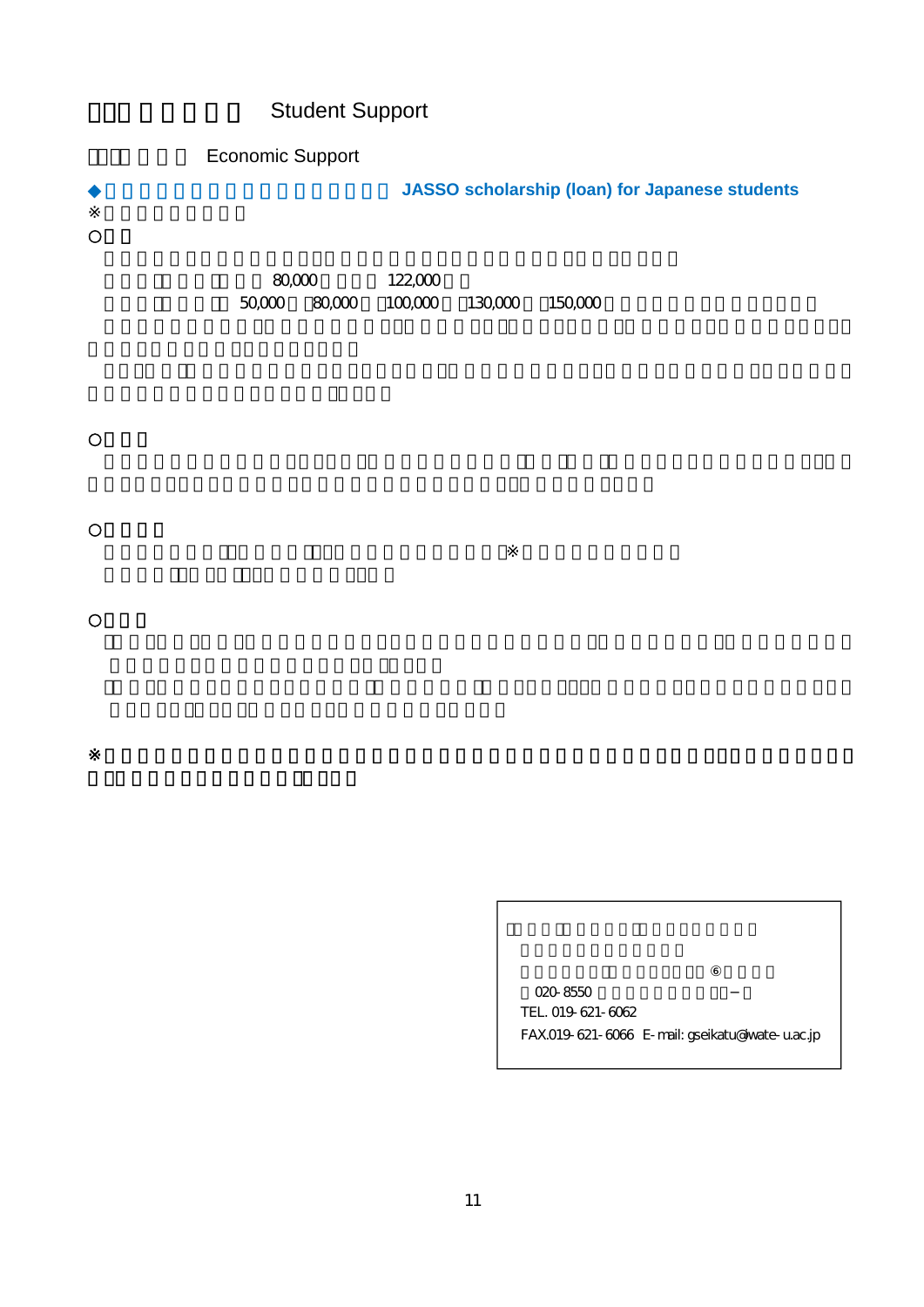# Student Support

## Economic Support

### ◆ JASSO scholarship (loan) for Japanese students

※

○

80,000　122,000

50,000　80,000　100,000　130,000　150,000

○

○

※

○

※

---

⑥

020-8550

TEL. 019-621-6062

FAX.019-621-6066　E-mail: gseikatu@iwate-u.ac.jp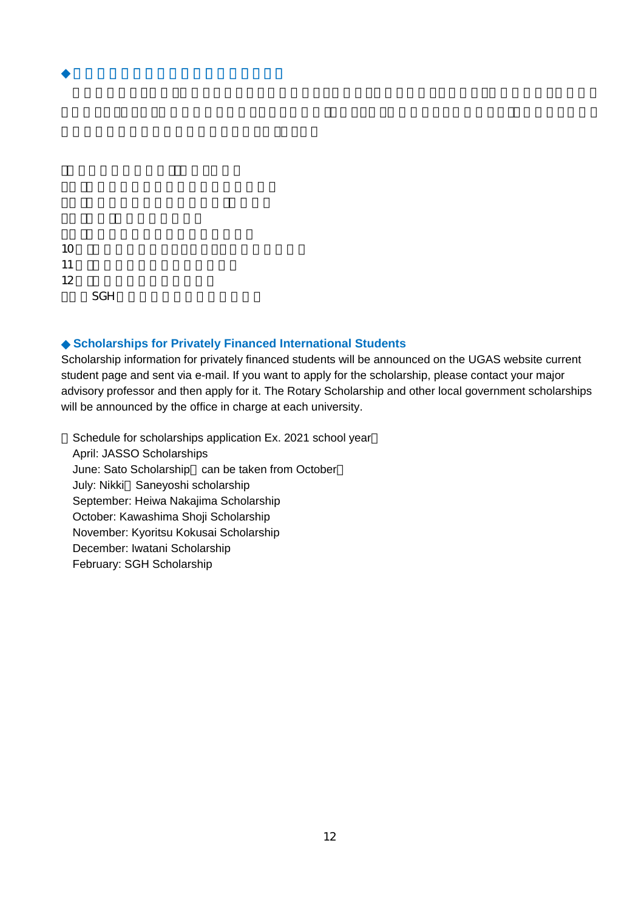## ◆Scholarships for Privately Financed International Students

Scholarship information for privately financed students will be announced on the UGAS website current student page and sent via e-mail. If you want to apply for the scholarship, please contact your major advisory professor and then apply for it. The Rotary Scholarship and other local government scholarships will be announced by the office in charge at each university.

（Schedule for scholarships application Ex. 2021 school year）

- April: JASSO Scholarships
- June: Sato Scholarship（can be taken from October）
- July: Nikki Saneyoshi scholarship
- September: Heiwa Nakajima Scholarship
- October: Kawashima Shoji Scholarship
- November: Kyoritsu Kokusai Scholarship
- December: Iwatani Scholarship
- February: SGH Scholarship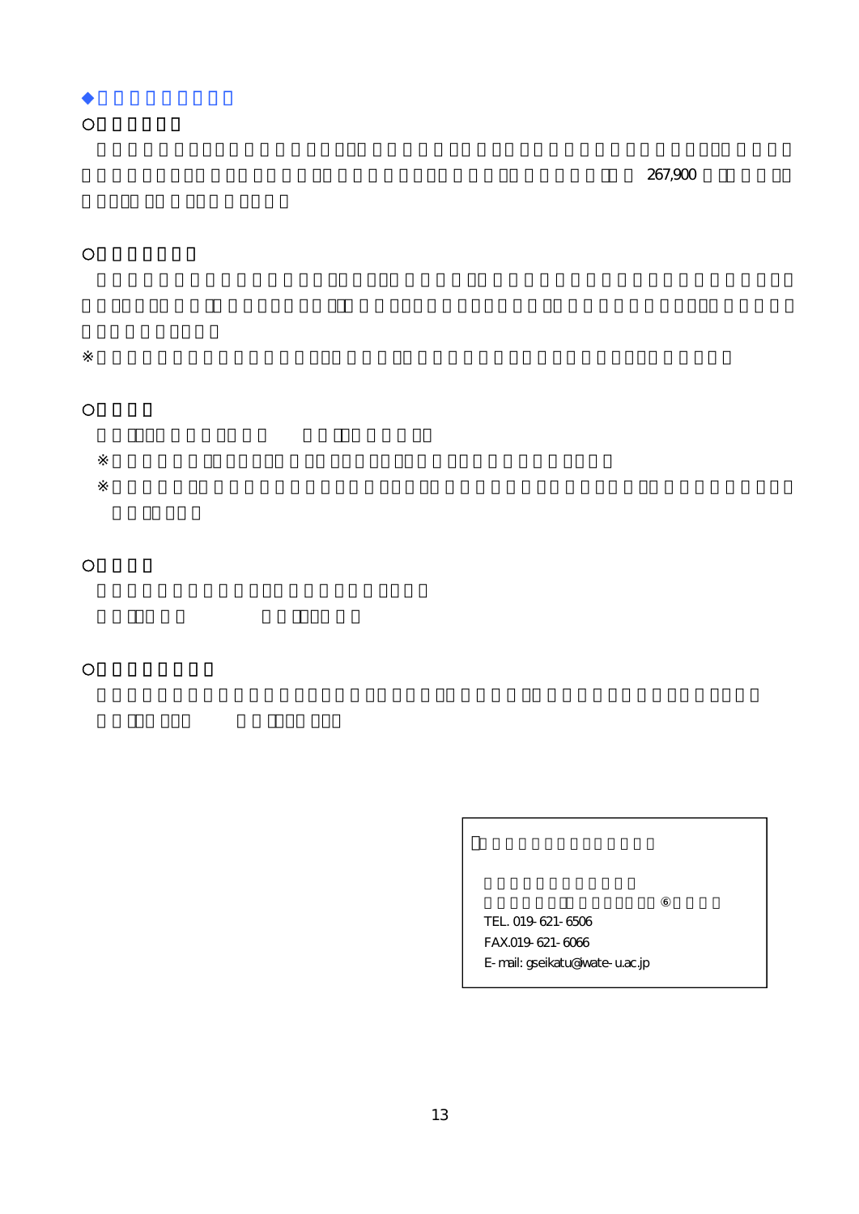◆

○

267,900

○

※

○

※

※

○

○

TEL. 019-621-6506
FAX.019-621-6066
E-mail: gseikatu@iwate-u.ac.jp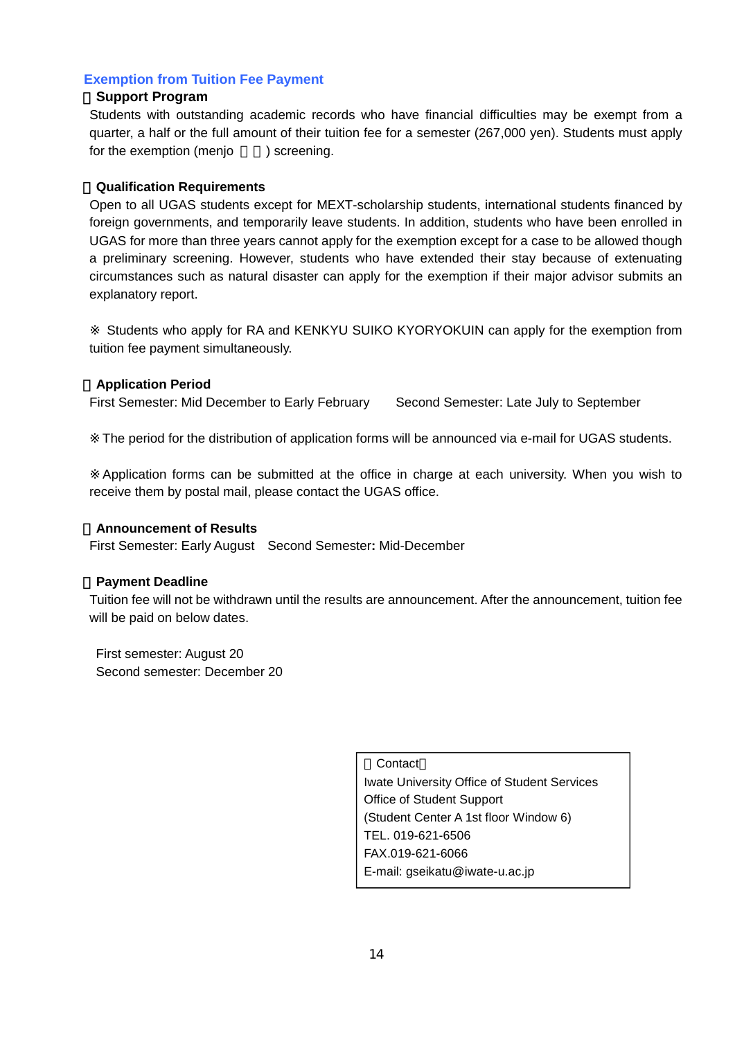## Exemption from Tuition Fee Payment

### ■ Support Program

Students with outstanding academic records who have financial difficulties may be exempt from a quarter, a half or the full amount of their tuition fee for a semester (267,000 yen). Students must apply for the exemption (menjo 免除) screening.

### ■ Qualification Requirements

Open to all UGAS students except for MEXT-scholarship students, international students financed by foreign governments, and temporarily leave students. In addition, students who have been enrolled in UGAS for more than three years cannot apply for the exemption except for a case to be allowed though a preliminary screening. However, students who have extended their stay because of extenuating circumstances such as natural disaster can apply for the exemption if their major advisor submits an explanatory report.

※ Students who apply for RA and KENKYU SUIKO KYORYOKUIN can apply for the exemption from tuition fee payment simultaneously.

### ■ Application Period

First Semester: Mid December to Early February    Second Semester: Late July to September

※The period for the distribution of application forms will be announced via e-mail for UGAS students.

※Application forms can be submitted at the office in charge at each university. When you wish to receive them by postal mail, please contact the UGAS office.

### ■ Announcement of Results

First Semester: Early August    Second Semester: Mid-December

### ■ Payment Deadline

Tuition fee will not be withdrawn until the results are announcement. After the announcement, tuition fee will be paid on below dates.

First semester: August 20
Second semester: December 20

【Contact】
Iwate University Office of Student Services
Office of Student Support
(Student Center A 1st floor Window 6)
TEL. 019-621-6506
FAX.019-621-6066
E-mail: gseikatu@iwate-u.ac.jp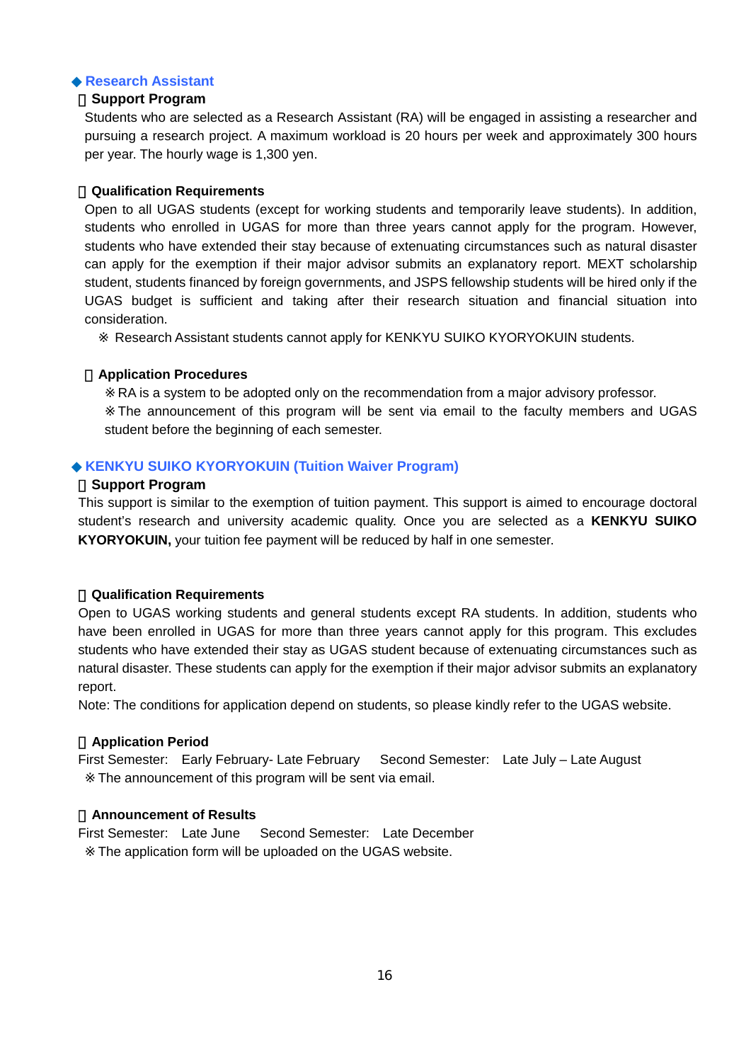## ◆ Research Assistant

### Support Program

Students who are selected as a Research Assistant (RA) will be engaged in assisting a researcher and pursuing a research project. A maximum workload is 20 hours per week and approximately 300 hours per year. The hourly wage is 1,300 yen.

### Qualification Requirements

Open to all UGAS students (except for working students and temporarily leave students). In addition, students who enrolled in UGAS for more than three years cannot apply for the program. However, students who have extended their stay because of extenuating circumstances such as natural disaster can apply for the exemption if their major advisor submits an explanatory report. MEXT scholarship student, students financed by foreign governments, and JSPS fellowship students will be hired only if the UGAS budget is sufficient and taking after their research situation and financial situation into consideration.

※ Research Assistant students cannot apply for KENKYU SUIKO KYORYOKUIN students.

### Application Procedures

※RA is a system to be adopted only on the recommendation from a major advisory professor.

※The announcement of this program will be sent via email to the faculty members and UGAS student before the beginning of each semester.

## ◆ KENKYU SUIKO KYORYOKUIN (Tuition Waiver Program)

### Support Program

This support is similar to the exemption of tuition payment. This support is aimed to encourage doctoral student's research and university academic quality. Once you are selected as a **KENKYU SUIKO KYORYOKUIN,** your tuition fee payment will be reduced by half in one semester.

### Qualification Requirements

Open to UGAS working students and general students except RA students. In addition, students who have been enrolled in UGAS for more than three years cannot apply for this program. This excludes students who have extended their stay as UGAS student because of extenuating circumstances such as natural disaster. These students can apply for the exemption if their major advisor submits an explanatory report.

Note: The conditions for application depend on students, so please kindly refer to the UGAS website.

### Application Period

First Semester: Early February- Late February Second Semester: Late July – Late August

※The announcement of this program will be sent via email.

### Announcement of Results

First Semester: Late June Second Semester: Late December

※The application form will be uploaded on the UGAS website.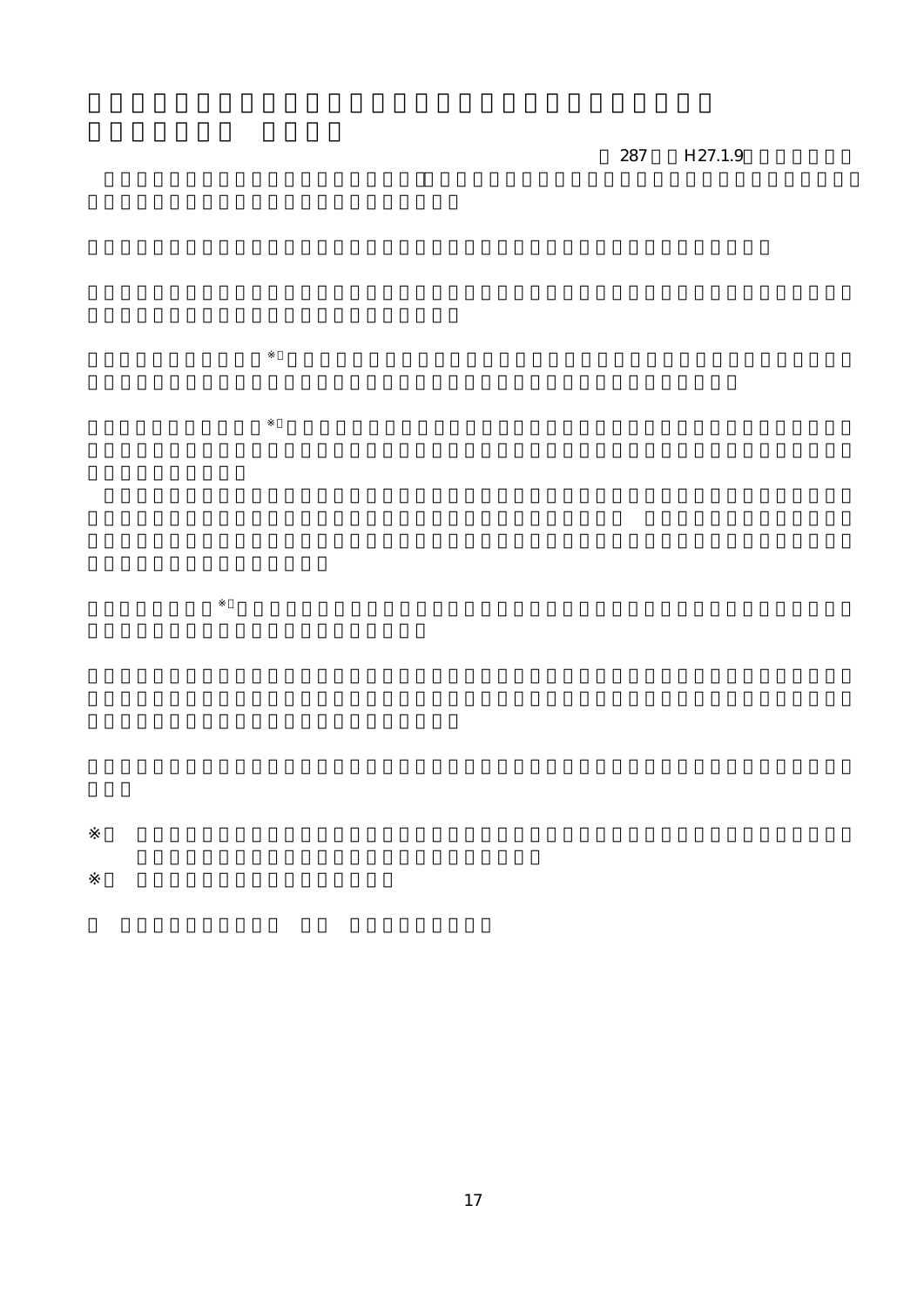287 H27.1.9

※

※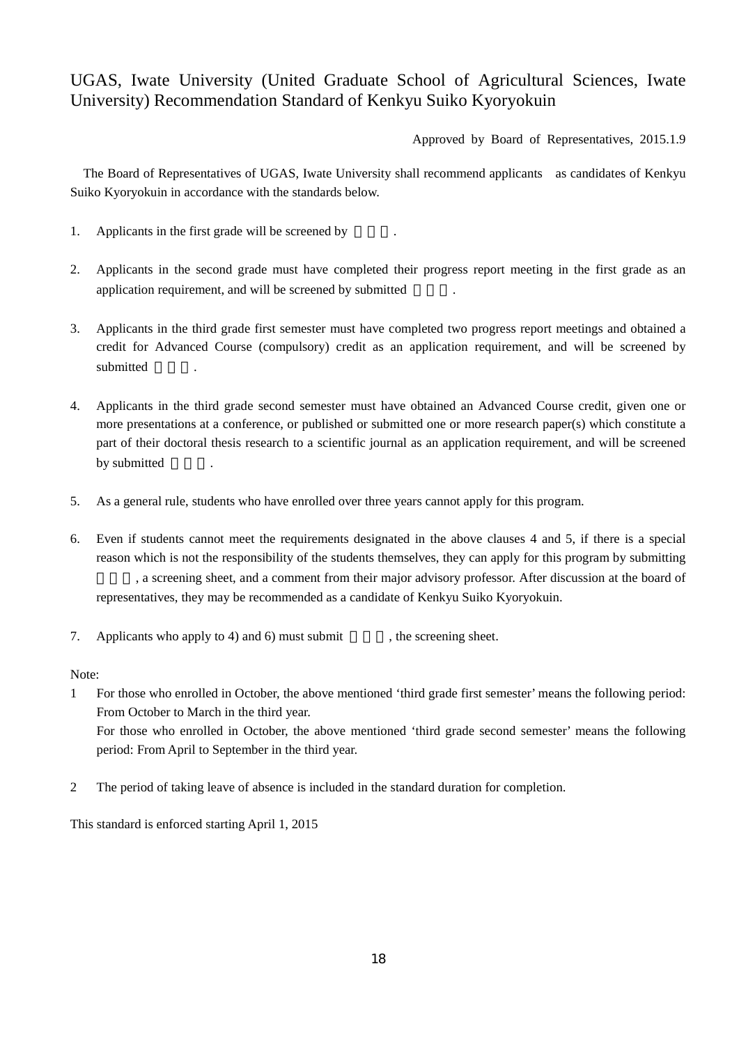# UGAS, Iwate University (United Graduate School of Agricultural Sciences, Iwate University) Recommendation Standard of Kenkyu Suiko Kyoryokuin

Approved by Board of Representatives, 2015.1.9

The Board of Representatives of UGAS, Iwate University shall recommend applicants as candidates of Kenkyu Suiko Kyoryokuin in accordance with the standards below.

1. Applicants in the first grade will be screened by .

2. Applicants in the second grade must have completed their progress report meeting in the first grade as an application requirement, and will be screened by submitted .

3. Applicants in the third grade first semester must have completed two progress report meetings and obtained a credit for Advanced Course (compulsory) credit as an application requirement, and will be screened by submitted .

4. Applicants in the third grade second semester must have obtained an Advanced Course credit, given one or more presentations at a conference, or published or submitted one or more research paper(s) which constitute a part of their doctoral thesis research to a scientific journal as an application requirement, and will be screened by submitted .

5. As a general rule, students who have enrolled over three years cannot apply for this program.

6. Even if students cannot meet the requirements designated in the above clauses 4 and 5, if there is a special reason which is not the responsibility of the students themselves, they can apply for this program by submitting , a screening sheet, and a comment from their major advisory professor. After discussion at the board of representatives, they may be recommended as a candidate of Kenkyu Suiko Kyoryokuin.

7. Applicants who apply to 4) and 6) must submit , the screening sheet.

Note:

1 For those who enrolled in October, the above mentioned 'third grade first semester' means the following period: From October to March in the third year.
For those who enrolled in October, the above mentioned 'third grade second semester' means the following period: From April to September in the third year.

2 The period of taking leave of absence is included in the standard duration for completion.

This standard is enforced starting April 1, 2015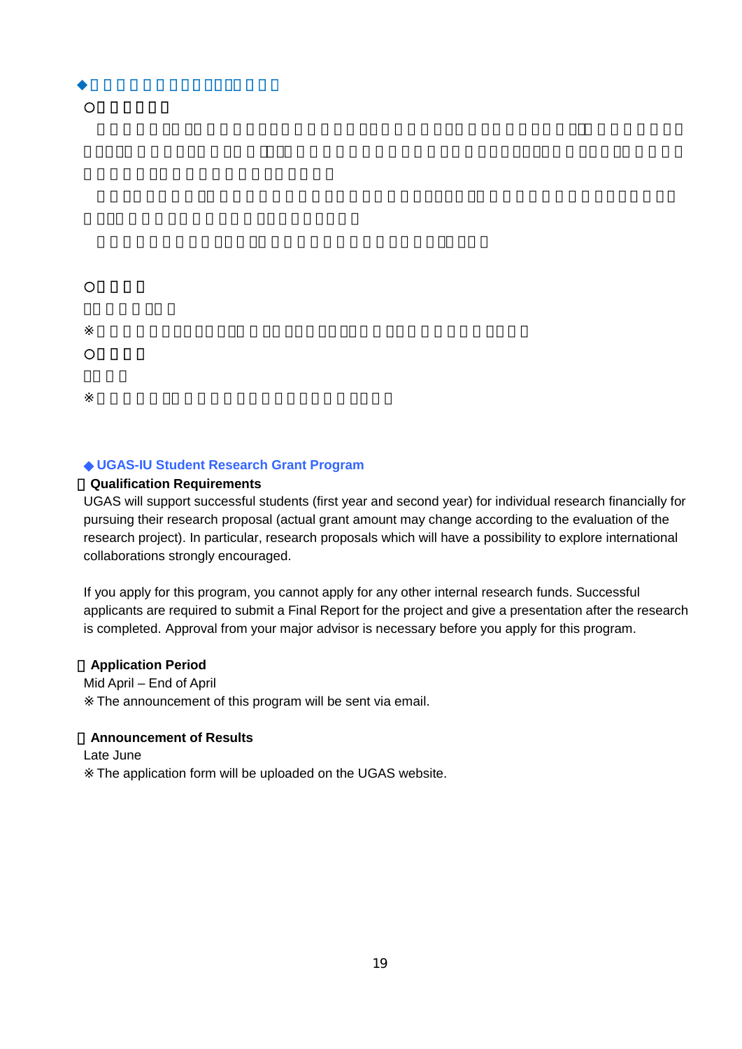◆ **UGAS-IU Student Research Grant Program**

**Qualification Requirements**

UGAS will support successful students (first year and second year) for individual research financially for pursuing their research proposal (actual grant amount may change according to the evaluation of the research project). In particular, research proposals which will have a possibility to explore international collaborations strongly encouraged.

If you apply for this program, you cannot apply for any other internal research funds. Successful applicants are required to submit a Final Report for the project and give a presentation after the research is completed. Approval from your major advisor is necessary before you apply for this program.

**Application Period**

Mid April – End of April

※ The announcement of this program will be sent via email.

**Announcement of Results**

Late June

※ The application form will be uploaded on the UGAS website.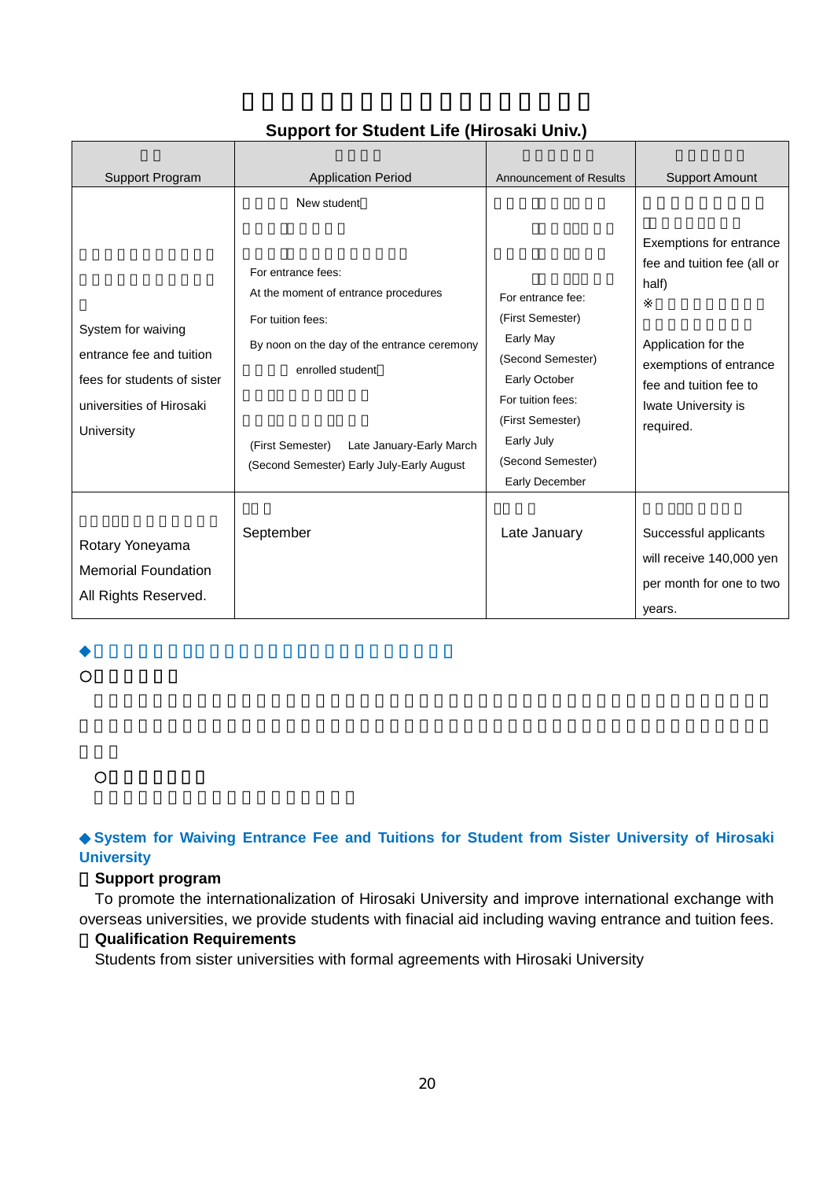## Support for Student Life (Hirosaki Univ.)

| Support Program | Application Period | Announcement of Results | Support Amount |
|---|---|---|---|
| System for waiving entrance fee and tuition fees for students of sister universities of Hirosaki University | New student<br>For entrance fees:<br>At the moment of entrance procedures<br>For tuition fees:<br>By noon on the day of the entrance ceremony<br>enrolled student<br>(First Semester) Late January-Early March<br>(Second Semester) Early July-Early August | For entrance fee:<br>(First Semester)<br>Early May<br>(Second Semester)<br>Early October<br>For tuition fees:<br>(First Semester)<br>Early July<br>(Second Semester)<br>Early December | Exemptions for entrance fee and tuition fee (all or half)<br>※<br>Application for the exemptions of entrance fee and tuition fee to Iwate University is required. |
| Rotary Yoneyama Memorial Foundation All Rights Reserved. | September | Late January | Successful applicants will receive 140,000 yen per month for one to two years. |

### ◆System for Waiving Entrance Fee and Tuitions for Student from Sister University of Hirosaki University

**Support program**

To promote the internationalization of Hirosaki University and improve international exchange with overseas universities, we provide students with finacial aid including waving entrance and tuition fees.

**Qualification Requirements**

Students from sister universities with formal agreements with Hirosaki University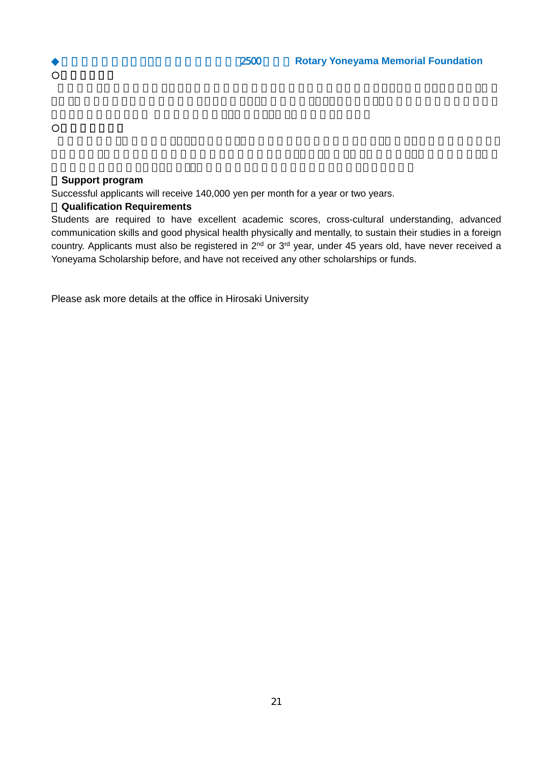## ◆ 2500 Rotary Yoneyama Memorial Foundation

**Support program**

Successful applicants will receive 140,000 yen per month for a year or two years.

**Qualification Requirements**

Students are required to have excellent academic scores, cross-cultural understanding, advanced communication skills and good physical health physically and mentally, to sustain their studies in a foreign country. Applicants must also be registered in 2nd or 3rd year, under 45 years old, have never received a Yoneyama Scholarship before, and have not received any other scholarships or funds.

Please ask more details at the office in Hirosaki University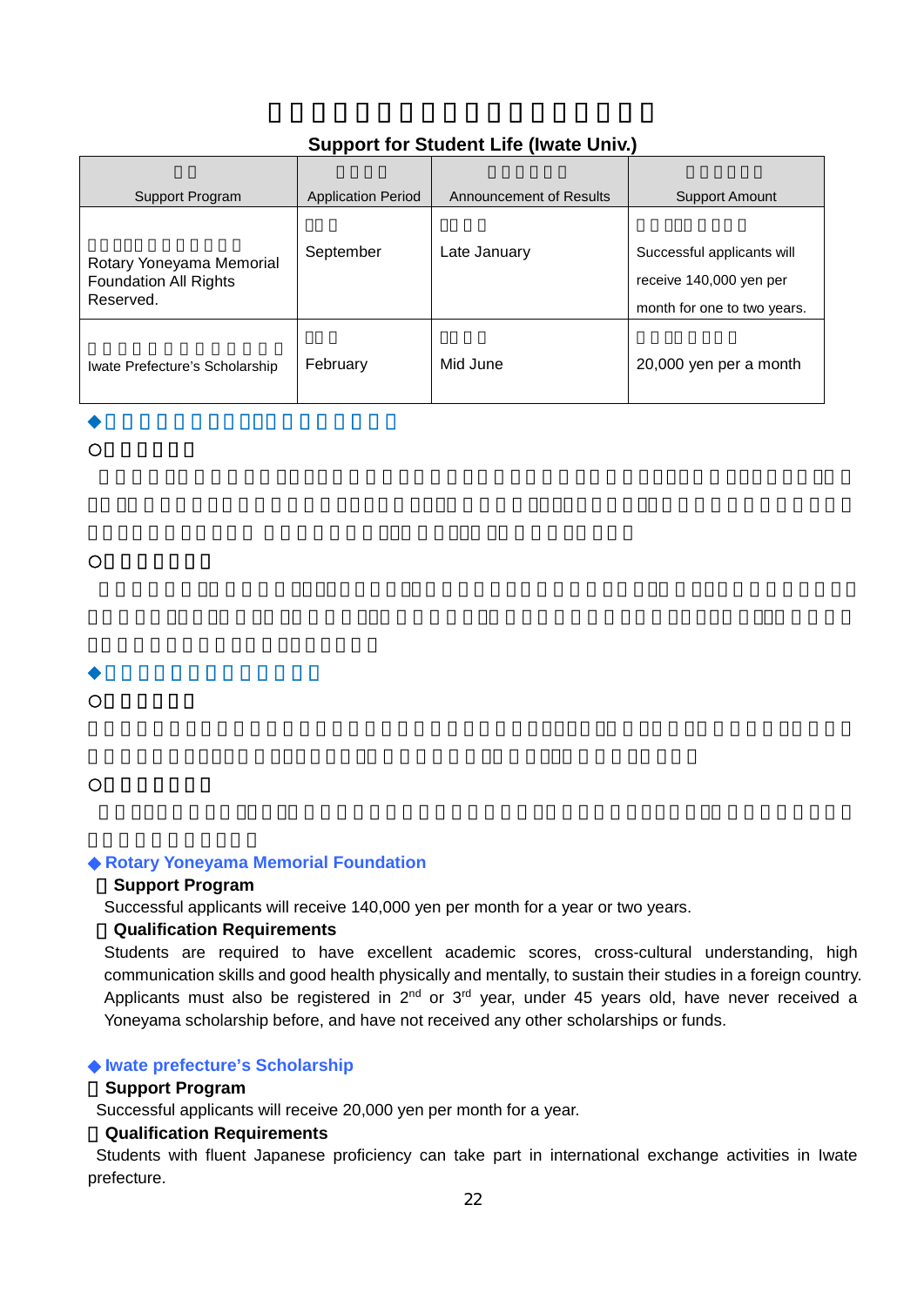## Support for Student Life (Iwate Univ.)

| Support Program | Application Period | Announcement of Results | Support Amount |
|---|---|---|---|
| Rotary Yoneyama Memorial Foundation All Rights Reserved. | September | Late January | Successful applicants will receive 140,000 yen per month for one to two years. |
| Iwate Prefecture's Scholarship | February | Mid June | 20,000 yen per a month |

### ◆ Rotary Yoneyama Memorial Foundation

**Support Program**

Successful applicants will receive 140,000 yen per month for a year or two years.

**Qualification Requirements**

Students are required to have excellent academic scores, cross-cultural understanding, high communication skills and good health physically and mentally, to sustain their studies in a foreign country. Applicants must also be registered in 2nd or 3rd year, under 45 years old, have never received a Yoneyama scholarship before, and have not received any other scholarships or funds.

### ◆ Iwate prefecture's Scholarship

**Support Program**

Successful applicants will receive 20,000 yen per month for a year.

**Qualification Requirements**

Students with fluent Japanese proficiency can take part in international exchange activities in Iwate prefecture.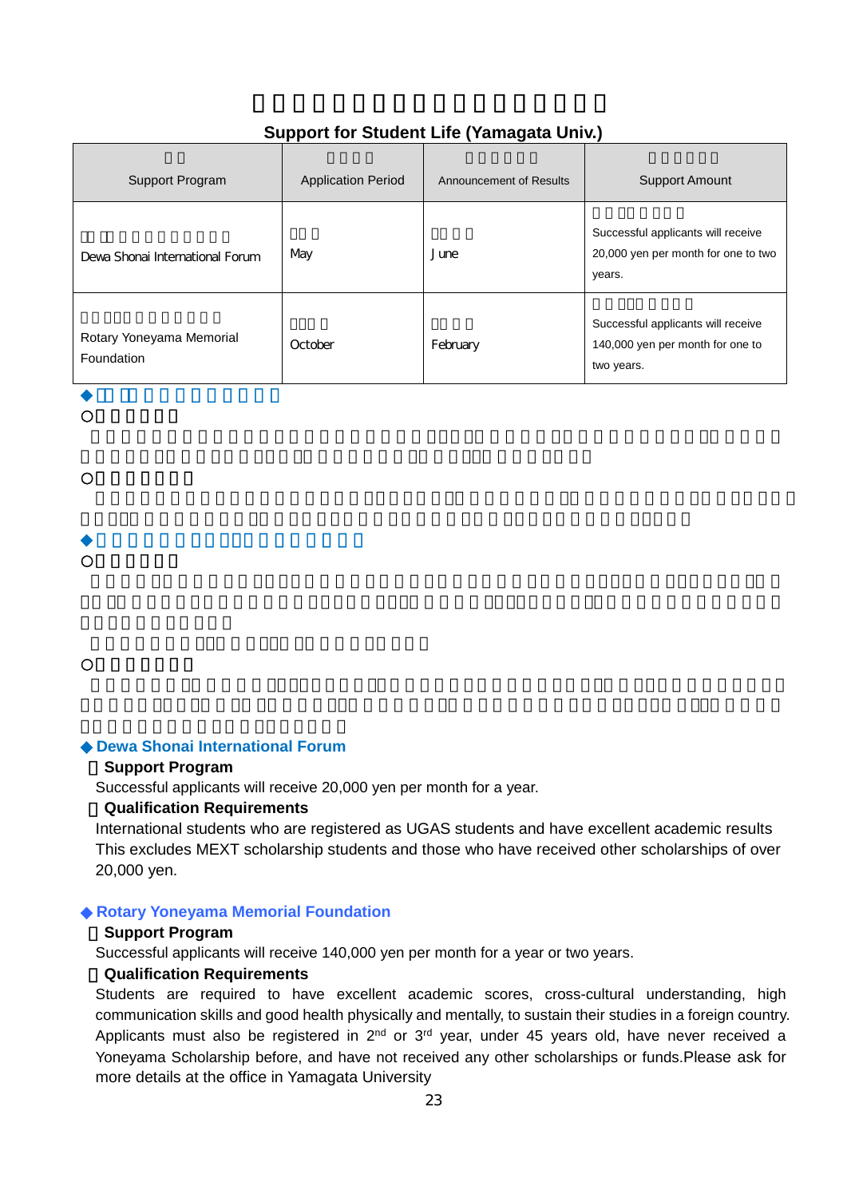## Support for Student Life (Yamagata Univ.)

| Support Program | Application Period | Announcement of Results | Support Amount |
| --- | --- | --- | --- |
| Dewa Shonai International Forum | May | June | Successful applicants will receive 20,000 yen per month for one to two years. |
| Rotary Yoneyama Memorial Foundation | October | February | Successful applicants will receive 140,000 yen per month for one to two years. |

### ◆ Dewa Shonai International Forum

**Support Program**

Successful applicants will receive 20,000 yen per month for a year.

**Qualification Requirements**

International students who are registered as UGAS students and have excellent academic results This excludes MEXT scholarship students and those who have received other scholarships of over 20,000 yen.

### ◆ Rotary Yoneyama Memorial Foundation

**Support Program**

Successful applicants will receive 140,000 yen per month for a year or two years.

**Qualification Requirements**

Students are required to have excellent academic scores, cross-cultural understanding, high communication skills and good health physically and mentally, to sustain their studies in a foreign country. Applicants must also be registered in 2nd or 3rd year, under 45 years old, have never received a Yoneyama Scholarship before, and have not received any other scholarships or funds.Please ask for more details at the office in Yamagata University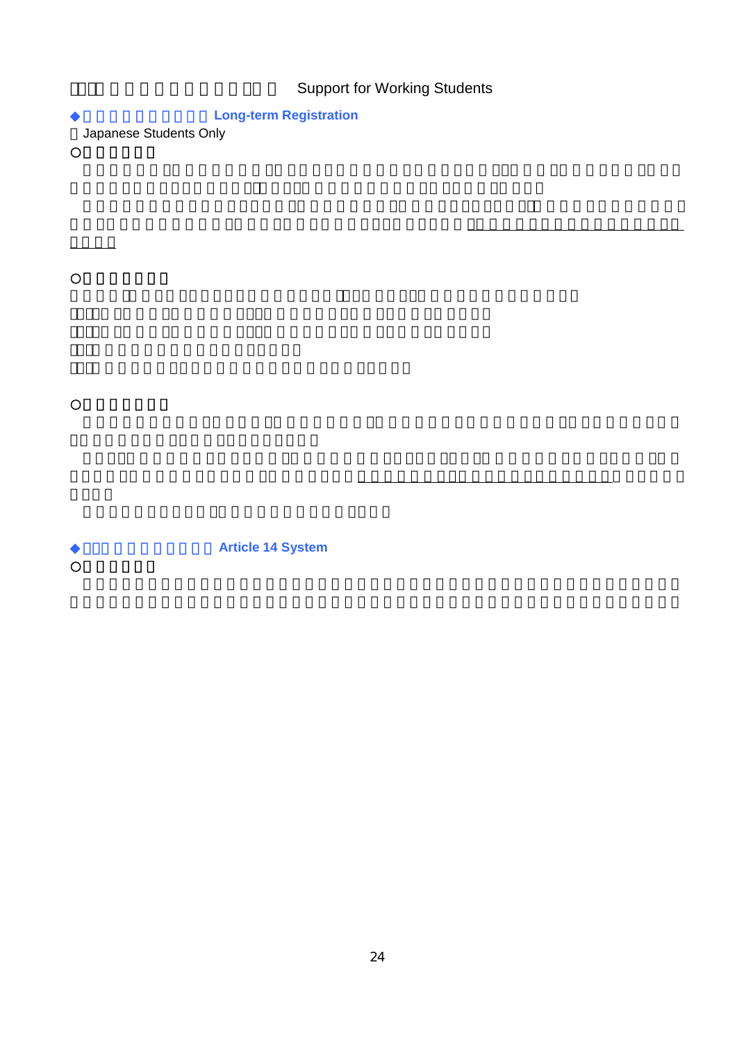## Support for Working Students

### ◆ Long-term Registration

Japanese Students Only

○

○

○

### ◆ Article 14 System

○